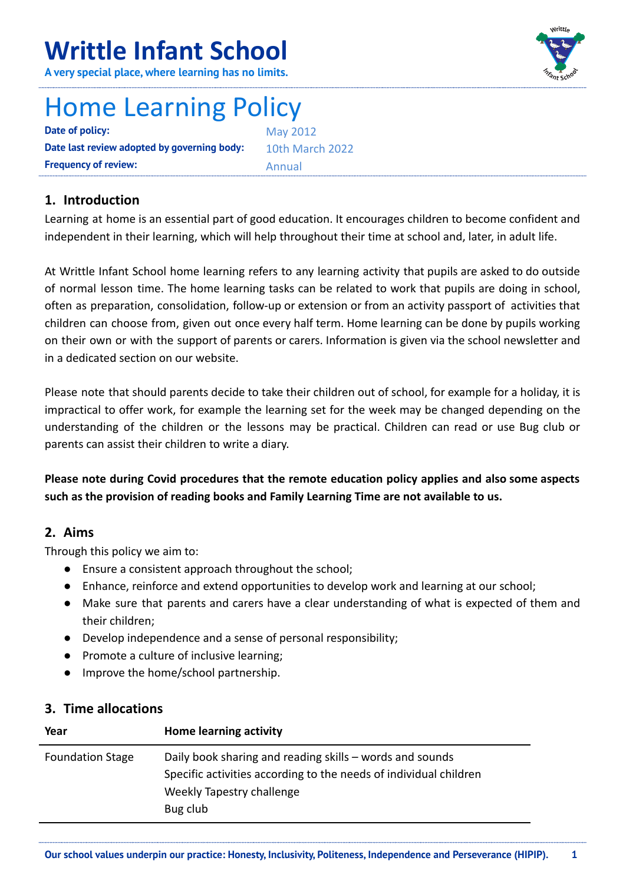# Writttle Infant School

**A very special place, where learning has no limits.**

# Home Learning Policy

| **Date of policy:** | May 2012 |
|---|---|
| **Date last review adopted by governing body:** | 10th March 2022 |
| **Frequency of review:** | Annual |

## 1. Introduction

Learning at home is an essential part of good education. It encourages children to become confident and independent in their learning, which will help throughout their time at school and, later, in adult life.

At Writtle Infant School home learning refers to any learning activity that pupils are asked to do outside of normal lesson time. The home learning tasks can be related to work that pupils are doing in school, often as preparation, consolidation, follow-up or extension or from an activity passport of activities that children can choose from, given out once every half term. Home learning can be done by pupils working on their own or with the support of parents or carers. Information is given via the school newsletter and in a dedicated section on our website.

Please note that should parents decide to take their children out of school, for example for a holiday, it is impractical to offer work, for example the learning set for the week may be changed depending on the understanding of the children or the lessons may be practical. Children can read or use Bug club or parents can assist their children to write a diary.

**Please note during Covid procedures that the remote education policy applies and also some aspects such as the provision of reading books and Family Learning Time are not available to us.**

## 2. Aims

Through this policy we aim to:

- Ensure a consistent approach throughout the school;
- Enhance, reinforce and extend opportunities to develop work and learning at our school;
- Make sure that parents and carers have a clear understanding of what is expected of them and their children;
- Develop independence and a sense of personal responsibility;
- Promote a culture of inclusive learning;
- Improve the home/school partnership.

## 3. Time allocations

| **Year** | **Home learning activity** |
|---|---|
| Foundation Stage | Daily book sharing and reading skills – words and sounds<br>Specific activities according to the needs of individual children<br>Weekly Tapestry challenge<br>Bug club |

**Our school values underpin our practice: Honesty, Inclusivity, Politeness, Independence and Perseverance (HIPIP).**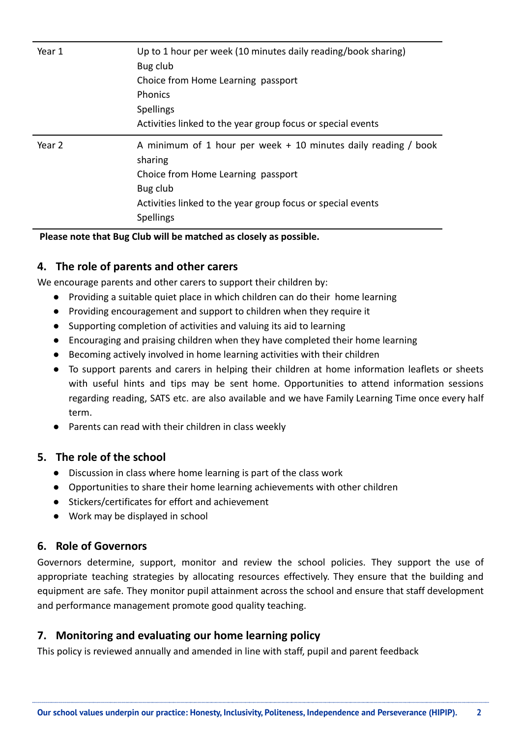| | |
|---|---|
| Year 1 | Up to 1 hour per week (10 minutes daily reading/book sharing)<br>Bug club<br>Choice from Home Learning passport<br>Phonics<br>Spellings<br>Activities linked to the year group focus or special events |
| Year 2 | A minimum of 1 hour per week + 10 minutes daily reading / book sharing<br>Choice from Home Learning passport<br>Bug club<br>Activities linked to the year group focus or special events<br>Spellings |

**Please note that Bug Club will be matched as closely as possible.**

## 4. The role of parents and other carers

We encourage parents and other carers to support their children by:

- Providing a suitable quiet place in which children can do their home learning
- Providing encouragement and support to children when they require it
- Supporting completion of activities and valuing its aid to learning
- Encouraging and praising children when they have completed their home learning
- Becoming actively involved in home learning activities with their children
- To support parents and carers in helping their children at home information leaflets or sheets with useful hints and tips may be sent home. Opportunities to attend information sessions regarding reading, SATS etc. are also available and we have Family Learning Time once every half term.
- Parents can read with their children in class weekly

## 5. The role of the school

- Discussion in class where home learning is part of the class work
- Opportunities to share their home learning achievements with other children
- Stickers/certificates for effort and achievement
- Work may be displayed in school

## 6. Role of Governors

Governors determine, support, monitor and review the school policies. They support the use of appropriate teaching strategies by allocating resources effectively. They ensure that the building and equipment are safe. They monitor pupil attainment across the school and ensure that staff development and performance management promote good quality teaching.

## 7. Monitoring and evaluating our home learning policy

This policy is reviewed annually and amended in line with staff, pupil and parent feedback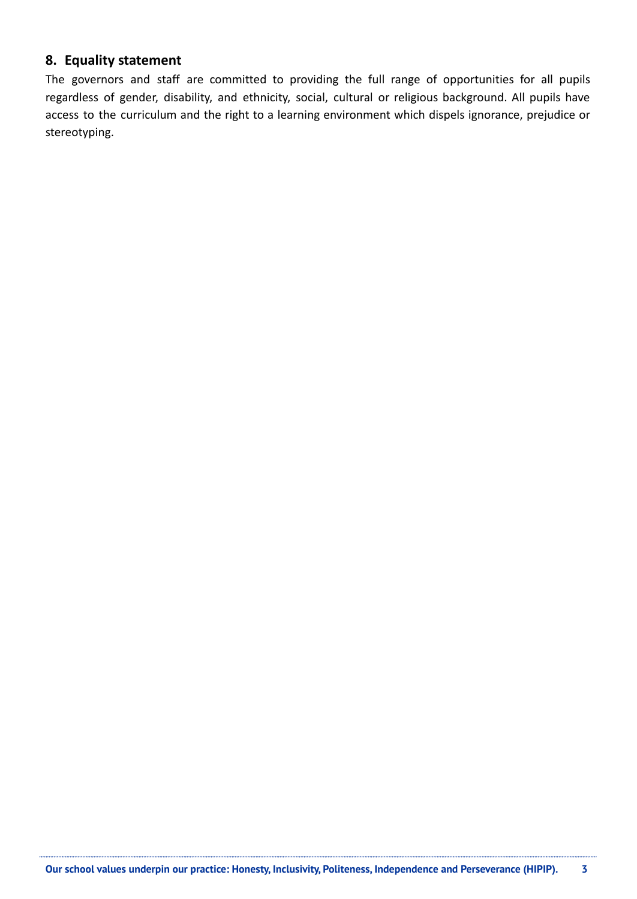## 8. Equality statement

The governors and staff are committed to providing the full range of opportunities for all pupils regardless of gender, disability, and ethnicity, social, cultural or religious background. All pupils have access to the curriculum and the right to a learning environment which dispels ignorance, prejudice or stereotyping.